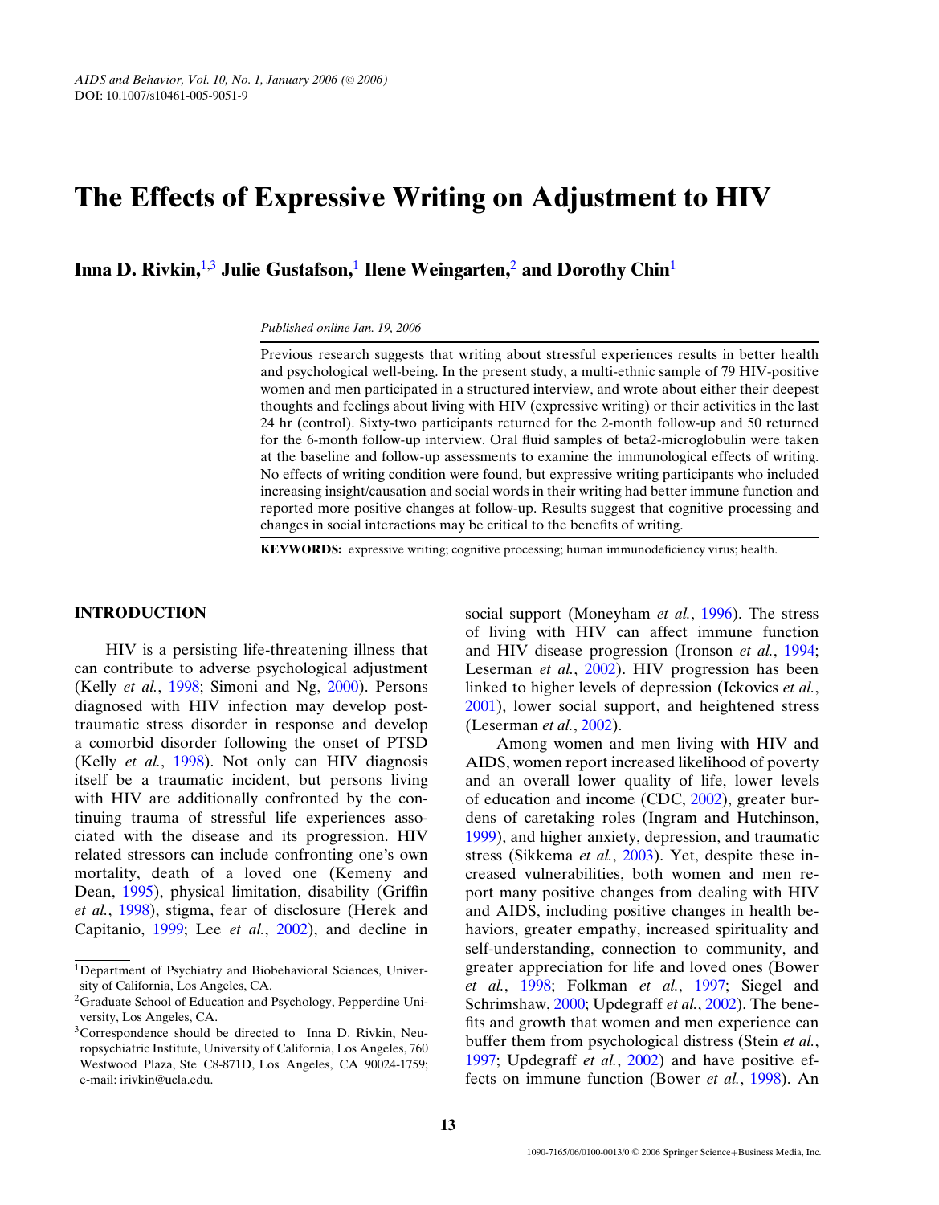# The Effects of Expressive Writing on Adjustment to HIV

**Inna D. Rivkin,[1,3] Julie Gustafson,[1] Ilene Weingarten,[2] and Dorothy Chin[1]**

*Published online Jan. 19, 2006*

Previous research suggests that writing about stressful experiences results in better health and psychological well-being. In the present study, a multi-ethnic sample of 79 HIV-positive women and men participated in a structured interview, and wrote about either their deepest thoughts and feelings about living with HIV (expressive writing) or their activities in the last 24 hr (control). Sixty-two participants returned for the 2-month follow-up and 50 returned for the 6-month follow-up interview. Oral fluid samples of beta2-microglobulin were taken at the baseline and follow-up assessments to examine the immunological effects of writing. No effects of writing condition were found, but expressive writing participants who included increasing insight/causation and social words in their writing had better immune function and reported more positive changes at follow-up. Results suggest that cognitive processing and changes in social interactions may be critical to the benefits of writing.

**KEYWORDS:** expressive writing; cognitive processing; human immunodeficiency virus; health.

## INTRODUCTION

HIV is a persisting life-threatening illness that can contribute to adverse psychological adjustment (Kelly *et al.*, 1998; Simoni and Ng, 2000). Persons diagnosed with HIV infection may develop post-traumatic stress disorder in response and develop a comorbid disorder following the onset of PTSD (Kelly *et al.*, 1998). Not only can HIV diagnosis itself be a traumatic incident, but persons living with HIV are additionally confronted by the continuing trauma of stressful life experiences associated with the disease and its progression. HIV related stressors can include confronting one's own mortality, death of a loved one (Kemeny and Dean, 1995), physical limitation, disability (Griffin *et al.*, 1998), stigma, fear of disclosure (Herek and Capitanio, 1999; Lee *et al.*, 2002), and decline in social support (Moneyham *et al.*, 1996). The stress of living with HIV can affect immune function and HIV disease progression (Ironson *et al.*, 1994; Leserman *et al.*, 2002). HIV progression has been linked to higher levels of depression (Ickovics *et al.*, 2001), lower social support, and heightened stress (Leserman *et al.*, 2002).

Among women and men living with HIV and AIDS, women report increased likelihood of poverty and an overall lower quality of life, lower levels of education and income (CDC, 2002), greater burdens of caretaking roles (Ingram and Hutchinson, 1999), and higher anxiety, depression, and traumatic stress (Sikkema *et al.*, 2003). Yet, despite these increased vulnerabilities, both women and men report many positive changes from dealing with HIV and AIDS, including positive changes in health behaviors, greater empathy, increased spirituality and self-understanding, connection to community, and greater appreciation for life and loved ones (Bower *et al.*, 1998; Folkman *et al.*, 1997; Siegel and Schrimshaw, 2000; Updegraff *et al.*, 2002). The benefits and growth that women and men experience can buffer them from psychological distress (Stein *et al.*, 1997; Updegraff *et al.*, 2002) and have positive effects on immune function (Bower *et al.*, 1998). An

---

[1] Department of Psychiatry and Biobehavioral Sciences, University of California, Los Angeles, CA.

[2] Graduate School of Education and Psychology, Pepperdine University, Los Angeles, CA.

[3] Correspondence should be directed to Inna D. Rivkin, Neuropsychiatric Institute, University of California, Los Angeles, 760 Westwood Plaza, Ste C8-871D, Los Angeles, CA 90024-1759; e-mail: irivkin@ucla.edu.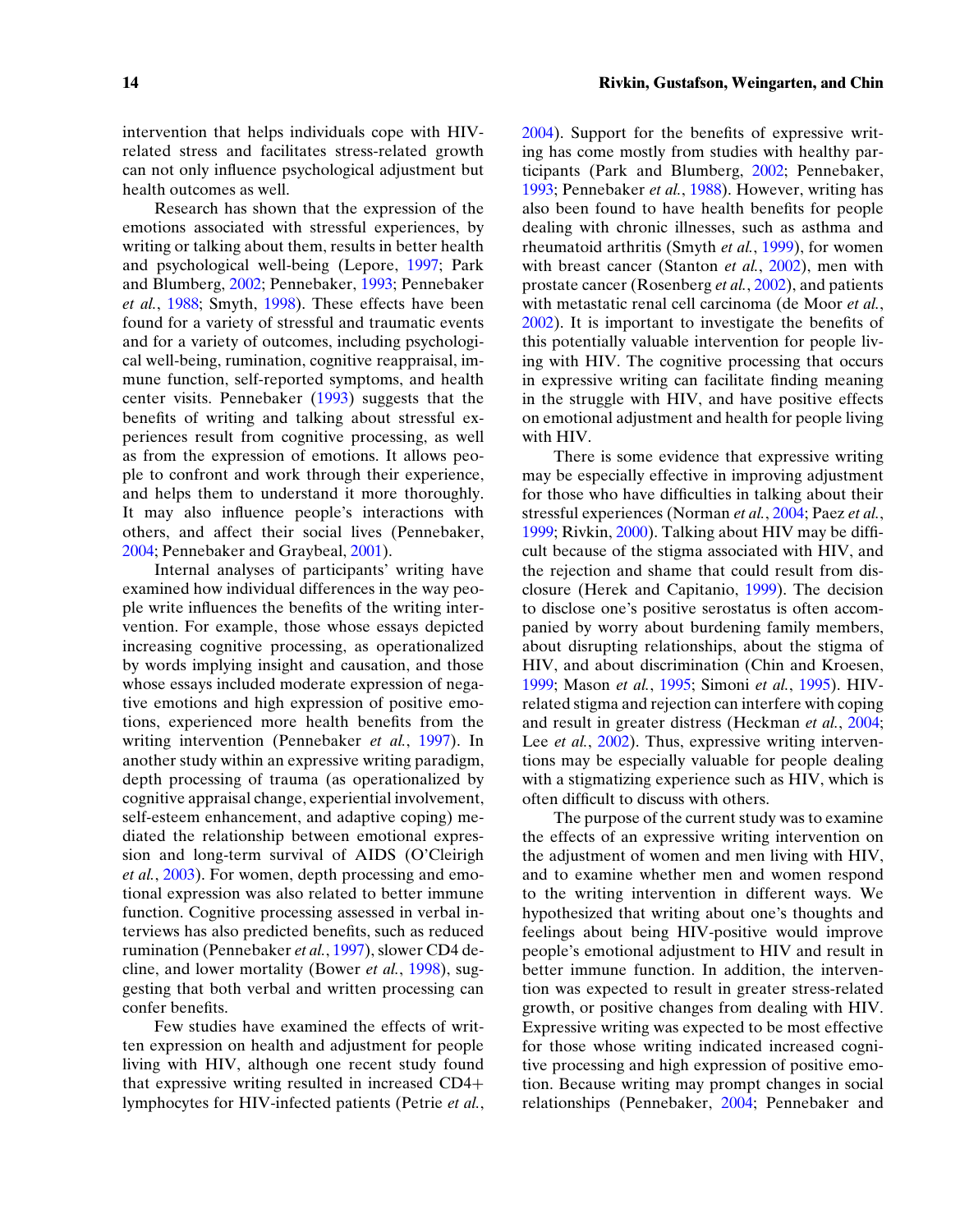intervention that helps individuals cope with HIV-related stress and facilitates stress-related growth can not only influence psychological adjustment but health outcomes as well.

Research has shown that the expression of the emotions associated with stressful experiences, by writing or talking about them, results in better health and psychological well-being (Lepore, 1997; Park and Blumberg, 2002; Pennebaker, 1993; Pennebaker *et al.*, 1988; Smyth, 1998). These effects have been found for a variety of stressful and traumatic events and for a variety of outcomes, including psychological well-being, rumination, cognitive reappraisal, immune function, self-reported symptoms, and health center visits. Pennebaker (1993) suggests that the benefits of writing and talking about stressful experiences result from cognitive processing, as well as from the expression of emotions. It allows people to confront and work through their experience, and helps them to understand it more thoroughly. It may also influence people's interactions with others, and affect their social lives (Pennebaker, 2004; Pennebaker and Graybeal, 2001).

Internal analyses of participants' writing have examined how individual differences in the way people write influences the benefits of the writing intervention. For example, those whose essays depicted increasing cognitive processing, as operationalized by words implying insight and causation, and those whose essays included moderate expression of negative emotions and high expression of positive emotions, experienced more health benefits from the writing intervention (Pennebaker *et al.*, 1997). In another study within an expressive writing paradigm, depth processing of trauma (as operationalized by cognitive appraisal change, experiential involvement, self-esteem enhancement, and adaptive coping) mediated the relationship between emotional expression and long-term survival of AIDS (O'Cleirigh *et al.*, 2003). For women, depth processing and emotional expression was also related to better immune function. Cognitive processing assessed in verbal interviews has also predicted benefits, such as reduced rumination (Pennebaker *et al.*, 1997), slower CD4 decline, and lower mortality (Bower *et al.*, 1998), suggesting that both verbal and written processing can confer benefits.

Few studies have examined the effects of written expression on health and adjustment for people living with HIV, although one recent study found that expressive writing resulted in increased CD4+ lymphocytes for HIV-infected patients (Petrie *et al.*, 2004). Support for the benefits of expressive writing has come mostly from studies with healthy participants (Park and Blumberg, 2002; Pennebaker, 1993; Pennebaker *et al.*, 1988). However, writing has also been found to have health benefits for people dealing with chronic illnesses, such as asthma and rheumatoid arthritis (Smyth *et al.*, 1999), for women with breast cancer (Stanton *et al.*, 2002), men with prostate cancer (Rosenberg *et al.*, 2002), and patients with metastatic renal cell carcinoma (de Moor *et al.*, 2002). It is important to investigate the benefits of this potentially valuable intervention for people living with HIV. The cognitive processing that occurs in expressive writing can facilitate finding meaning in the struggle with HIV, and have positive effects on emotional adjustment and health for people living with HIV.

There is some evidence that expressive writing may be especially effective in improving adjustment for those who have difficulties in talking about their stressful experiences (Norman *et al.*, 2004; Paez *et al.*, 1999; Rivkin, 2000). Talking about HIV may be difficult because of the stigma associated with HIV, and the rejection and shame that could result from disclosure (Herek and Capitanio, 1999). The decision to disclose one's positive serostatus is often accompanied by worry about burdening family members, about disrupting relationships, about the stigma of HIV, and about discrimination (Chin and Kroesen, 1999; Mason *et al.*, 1995; Simoni *et al.*, 1995). HIV-related stigma and rejection can interfere with coping and result in greater distress (Heckman *et al.*, 2004; Lee *et al.*, 2002). Thus, expressive writing interventions may be especially valuable for people dealing with a stigmatizing experience such as HIV, which is often difficult to discuss with others.

The purpose of the current study was to examine the effects of an expressive writing intervention on the adjustment of women and men living with HIV, and to examine whether men and women respond to the writing intervention in different ways. We hypothesized that writing about one's thoughts and feelings about being HIV-positive would improve people's emotional adjustment to HIV and result in better immune function. In addition, the intervention was expected to result in greater stress-related growth, or positive changes from dealing with HIV. Expressive writing was expected to be most effective for those whose writing indicated increased cognitive processing and high expression of positive emotion. Because writing may prompt changes in social relationships (Pennebaker, 2004; Pennebaker and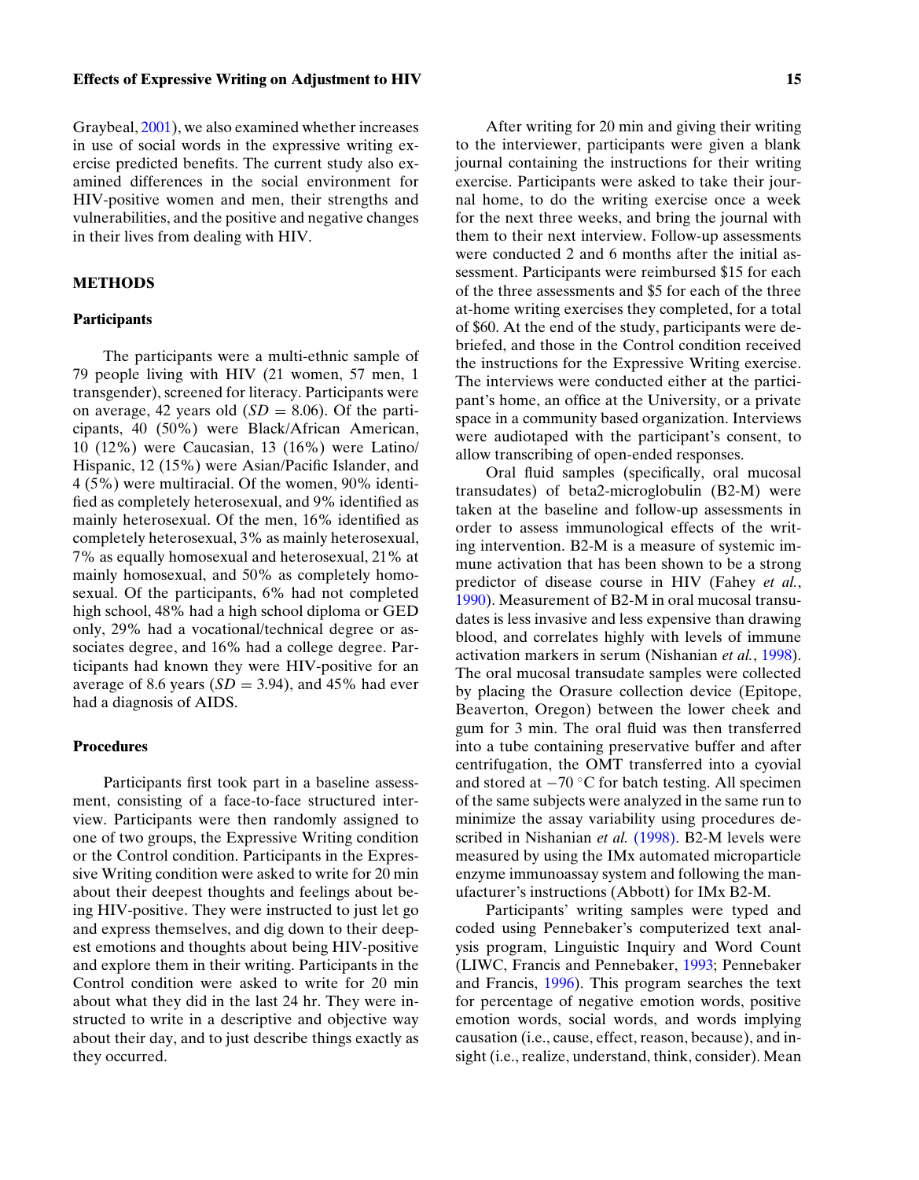Graybeal, 2001), we also examined whether increases in use of social words in the expressive writing exercise predicted benefits. The current study also examined differences in the social environment for HIV-positive women and men, their strengths and vulnerabilities, and the positive and negative changes in their lives from dealing with HIV.

## METHODS

### Participants

The participants were a multi-ethnic sample of 79 people living with HIV (21 women, 57 men, 1 transgender), screened for literacy. Participants were on average, 42 years old ($SD = 8.06$). Of the participants, 40 (50%) were Black/African American, 10 (12%) were Caucasian, 13 (16%) were Latino/Hispanic, 12 (15%) were Asian/Pacific Islander, and 4 (5%) were multiracial. Of the women, 90% identified as completely heterosexual, and 9% identified as mainly heterosexual. Of the men, 16% identified as completely heterosexual, 3% as mainly heterosexual, 7% as equally homosexual and heterosexual, 21% at mainly homosexual, and 50% as completely homosexual. Of the participants, 6% had not completed high school, 48% had a high school diploma or GED only, 29% had a vocational/technical degree or associates degree, and 16% had a college degree. Participants had known they were HIV-positive for an average of 8.6 years ($SD = 3.94$), and 45% had ever had a diagnosis of AIDS.

### Procedures

Participants first took part in a baseline assessment, consisting of a face-to-face structured interview. Participants were then randomly assigned to one of two groups, the Expressive Writing condition or the Control condition. Participants in the Expressive Writing condition were asked to write for 20 min about their deepest thoughts and feelings about being HIV-positive. They were instructed to just let go and express themselves, and dig down to their deepest emotions and thoughts about being HIV-positive and explore them in their writing. Participants in the Control condition were asked to write for 20 min about what they did in the last 24 hr. They were instructed to write in a descriptive and objective way about their day, and to just describe things exactly as they occurred.

After writing for 20 min and giving their writing to the interviewer, participants were given a blank journal containing the instructions for their writing exercise. Participants were asked to take their journal home, to do the writing exercise once a week for the next three weeks, and bring the journal with them to their next interview. Follow-up assessments were conducted 2 and 6 months after the initial assessment. Participants were reimbursed $15 for each of the three assessments and $5 for each of the three at-home writing exercises they completed, for a total of $60. At the end of the study, participants were debriefed, and those in the Control condition received the instructions for the Expressive Writing exercise. The interviews were conducted either at the participant's home, an office at the University, or a private space in a community based organization. Interviews were audiotaped with the participant's consent, to allow transcribing of open-ended responses.

Oral fluid samples (specifically, oral mucosal transudates) of beta2-microglobulin (B2-M) were taken at the baseline and follow-up assessments in order to assess immunological effects of the writing intervention. B2-M is a measure of systemic immune activation that has been shown to be a strong predictor of disease course in HIV (Fahey *et al.*, 1990). Measurement of B2-M in oral mucosal transudates is less invasive and less expensive than drawing blood, and correlates highly with levels of immune activation markers in serum (Nishanian *et al.*, 1998). The oral mucosal transudate samples were collected by placing the Orasure collection device (Epitope, Beaverton, Oregon) between the lower cheek and gum for 3 min. The oral fluid was then transferred into a tube containing preservative buffer and after centrifugation, the OMT transferred into a cyovial and stored at $-70\,^{\circ}\mathrm{C}$ for batch testing. All specimen of the same subjects were analyzed in the same run to minimize the assay variability using procedures described in Nishanian *et al.* (1998). B2-M levels were measured by using the IMx automated microparticle enzyme immunoassay system and following the manufacturer's instructions (Abbott) for IMx B2-M.

Participants' writing samples were typed and coded using Pennebaker's computerized text analysis program, Linguistic Inquiry and Word Count (LIWC, Francis and Pennebaker, 1993; Pennebaker and Francis, 1996). This program searches the text for percentage of negative emotion words, positive emotion words, social words, and words implying causation (i.e., cause, effect, reason, because), and insight (i.e., realize, understand, think, consider). Mean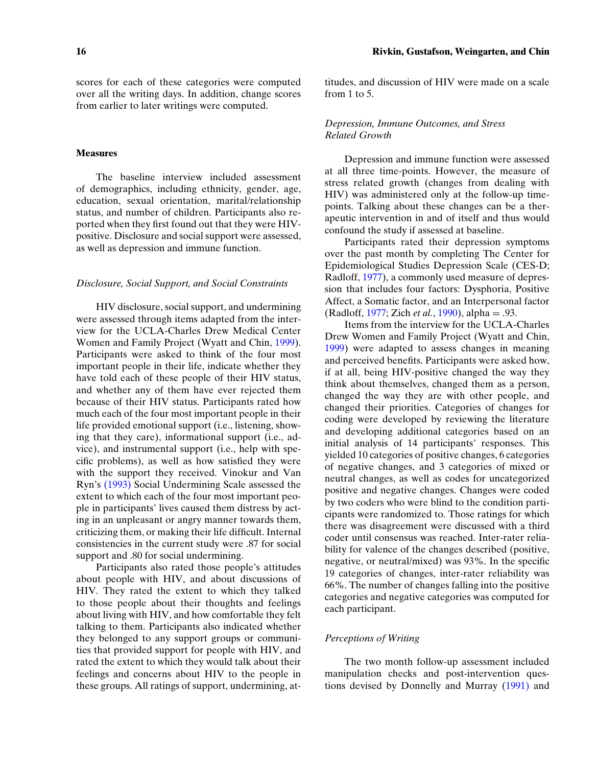scores for each of these categories were computed over all the writing days. In addition, change scores from earlier to later writings were computed.

### Measures

The baseline interview included assessment of demographics, including ethnicity, gender, age, education, sexual orientation, marital/relationship status, and number of children. Participants also reported when they first found out that they were HIV-positive. Disclosure and social support were assessed, as well as depression and immune function.

#### *Disclosure, Social Support, and Social Constraints*

HIV disclosure, social support, and undermining were assessed through items adapted from the interview for the UCLA-Charles Drew Medical Center Women and Family Project (Wyatt and Chin, 1999). Participants were asked to think of the four most important people in their life, indicate whether they have told each of these people of their HIV status, and whether any of them have ever rejected them because of their HIV status. Participants rated how much each of the four most important people in their life provided emotional support (i.e., listening, showing that they care), informational support (i.e., advice), and instrumental support (i.e., help with specific problems), as well as how satisfied they were with the support they received. Vinokur and Van Ryn's (1993) Social Undermining Scale assessed the extent to which each of the four most important people in participants' lives caused them distress by acting in an unpleasant or angry manner towards them, criticizing them, or making their life difficult. Internal consistencies in the current study were .87 for social support and .80 for social undermining.

Participants also rated those people's attitudes about people with HIV, and about discussions of HIV. They rated the extent to which they talked to those people about their thoughts and feelings about living with HIV, and how comfortable they felt talking to them. Participants also indicated whether they belonged to any support groups or communities that provided support for people with HIV, and rated the extent to which they would talk about their feelings and concerns about HIV to the people in these groups. All ratings of support, undermining, attitudes, and discussion of HIV were made on a scale from 1 to 5.

#### *Depression, Immune Outcomes, and Stress Related Growth*

Depression and immune function were assessed at all three time-points. However, the measure of stress related growth (changes from dealing with HIV) was administered only at the follow-up time-points. Talking about these changes can be a therapeutic intervention in and of itself and thus would confound the study if assessed at baseline.

Participants rated their depression symptoms over the past month by completing The Center for Epidemiological Studies Depression Scale (CES-D; Radloff, 1977), a commonly used measure of depression that includes four factors: Dysphoria, Positive Affect, a Somatic factor, and an Interpersonal factor (Radloff, 1977; Zich *et al.*, 1990), alpha = .93.

Items from the interview for the UCLA-Charles Drew Women and Family Project (Wyatt and Chin, 1999) were adapted to assess changes in meaning and perceived benefits. Participants were asked how, if at all, being HIV-positive changed the way they think about themselves, changed them as a person, changed the way they are with other people, and changed their priorities. Categories of changes for coding were developed by reviewing the literature and developing additional categories based on an initial analysis of 14 participants' responses. This yielded 10 categories of positive changes, 6 categories of negative changes, and 3 categories of mixed or neutral changes, as well as codes for uncategorized positive and negative changes. Changes were coded by two coders who were blind to the condition participants were randomized to. Those ratings for which there was disagreement were discussed with a third coder until consensus was reached. Inter-rater reliability for valence of the changes described (positive, negative, or neutral/mixed) was 93%. In the specific 19 categories of changes, inter-rater reliability was 66%. The number of changes falling into the positive categories and negative categories was computed for each participant.

#### *Perceptions of Writing*

The two month follow-up assessment included manipulation checks and post-intervention questions devised by Donnelly and Murray (1991) and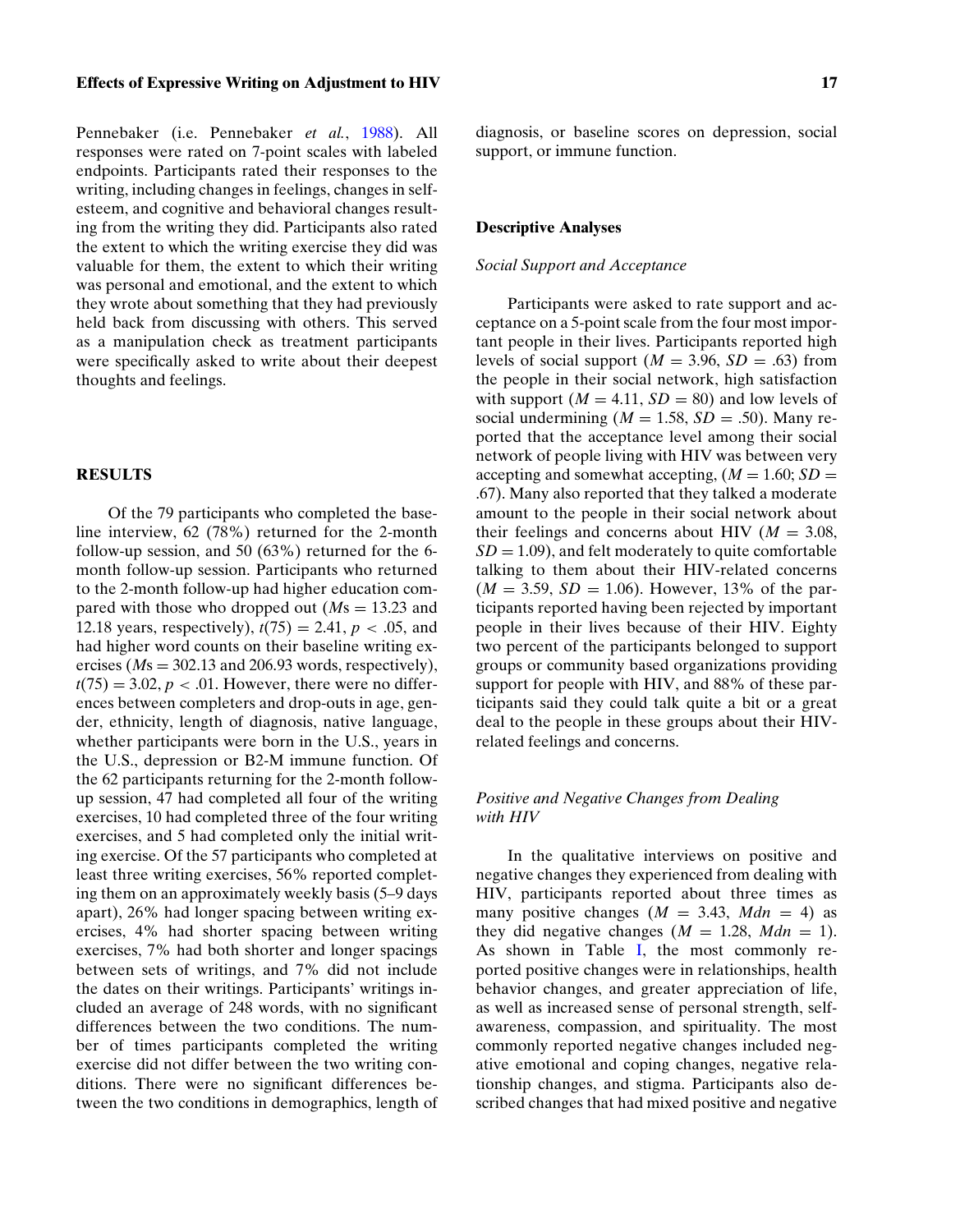Pennebaker (i.e. Pennebaker *et al.*, 1988). All responses were rated on 7-point scales with labeled endpoints. Participants rated their responses to the writing, including changes in feelings, changes in self-esteem, and cognitive and behavioral changes resulting from the writing they did. Participants also rated the extent to which the writing exercise they did was valuable for them, the extent to which their writing was personal and emotional, and the extent to which they wrote about something that they had previously held back from discussing with others. This served as a manipulation check as treatment participants were specifically asked to write about their deepest thoughts and feelings.

## RESULTS

Of the 79 participants who completed the baseline interview, 62 (78%) returned for the 2-month follow-up session, and 50 (63%) returned for the 6-month follow-up session. Participants who returned to the 2-month follow-up had higher education compared with those who dropped out (*M*s = 13.23 and 12.18 years, respectively), $t(75) = 2.41$, $p < .05$, and had higher word counts on their baseline writing exercises (*M*s = 302.13 and 206.93 words, respectively), $t(75) = 3.02$, $p < .01$. However, there were no differences between completers and drop-outs in age, gender, ethnicity, length of diagnosis, native language, whether participants were born in the U.S., years in the U.S., depression or B2-M immune function. Of the 62 participants returning for the 2-month follow-up session, 47 had completed all four of the writing exercises, 10 had completed three of the four writing exercises, and 5 had completed only the initial writing exercise. Of the 57 participants who completed at least three writing exercises, 56% reported completing them on an approximately weekly basis (5–9 days apart), 26% had longer spacing between writing exercises, 4% had shorter spacing between writing exercises, 7% had both shorter and longer spacings between sets of writings, and 7% did not include the dates on their writings. Participants' writings included an average of 248 words, with no significant differences between the two conditions. The number of times participants completed the writing exercise did not differ between the two writing conditions. There were no significant differences between the two conditions in demographics, length of diagnosis, or baseline scores on depression, social support, or immune function.

### Descriptive Analyses

#### *Social Support and Acceptance*

Participants were asked to rate support and acceptance on a 5-point scale from the four most important people in their lives. Participants reported high levels of social support ($M = 3.96$, $SD = .63$) from the people in their social network, high satisfaction with support ($M = 4.11$, $SD = 80$) and low levels of social undermining ($M = 1.58$, $SD = .50$). Many reported that the acceptance level among their social network of people living with HIV was between very accepting and somewhat accepting, ($M = 1.60$; $SD = .67$). Many also reported that they talked a moderate amount to the people in their social network about their feelings and concerns about HIV ($M = 3.08$, $SD = 1.09$), and felt moderately to quite comfortable talking to them about their HIV-related concerns ($M = 3.59$, $SD = 1.06$). However, 13% of the participants reported having been rejected by important people in their lives because of their HIV. Eighty two percent of the participants belonged to support groups or community based organizations providing support for people with HIV, and 88% of these participants said they could talk quite a bit or a great deal to the people in these groups about their HIV-related feelings and concerns.

#### *Positive and Negative Changes from Dealing with HIV*

In the qualitative interviews on positive and negative changes they experienced from dealing with HIV, participants reported about three times as many positive changes ($M = 3.43$, $Mdn = 4$) as they did negative changes ($M = 1.28$, $Mdn = 1$). As shown in Table I, the most commonly reported positive changes were in relationships, health behavior changes, and greater appreciation of life, as well as increased sense of personal strength, self-awareness, compassion, and spirituality. The most commonly reported negative changes included negative emotional and coping changes, negative relationship changes, and stigma. Participants also described changes that had mixed positive and negative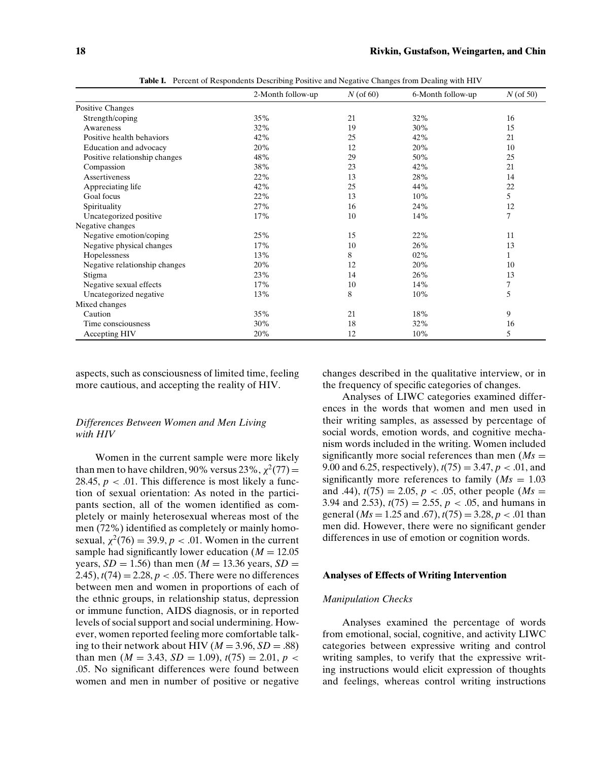**Table I.** Percent of Respondents Describing Positive and Negative Changes from Dealing with HIV

| | 2-Month follow-up | N (of 60) | 6-Month follow-up | N (of 50) |
|---|---|---|---|---|
| Positive Changes | | | | |
| Strength/coping | 35% | 21 | 32% | 16 |
| Awareness | 32% | 19 | 30% | 15 |
| Positive health behaviors | 42% | 25 | 42% | 21 |
| Education and advocacy | 20% | 12 | 20% | 10 |
| Positive relationship changes | 48% | 29 | 50% | 25 |
| Compassion | 38% | 23 | 42% | 21 |
| Assertiveness | 22% | 13 | 28% | 14 |
| Appreciating life | 42% | 25 | 44% | 22 |
| Goal focus | 22% | 13 | 10% | 5 |
| Spirituality | 27% | 16 | 24% | 12 |
| Uncategorized positive | 17% | 10 | 14% | 7 |
| Negative changes | | | | |
| Negative emotion/coping | 25% | 15 | 22% | 11 |
| Negative physical changes | 17% | 10 | 26% | 13 |
| Hopelessness | 13% | 8 | 02% | 1 |
| Negative relationship changes | 20% | 12 | 20% | 10 |
| Stigma | 23% | 14 | 26% | 13 |
| Negative sexual effects | 17% | 10 | 14% | 7 |
| Uncategorized negative | 13% | 8 | 10% | 5 |
| Mixed changes | | | | |
| Caution | 35% | 21 | 18% | 9 |
| Time consciousness | 30% | 18 | 32% | 16 |
| Accepting HIV | 20% | 12 | 10% | 5 |

aspects, such as consciousness of limited time, feeling more cautious, and accepting the reality of HIV.

### *Differences Between Women and Men Living with HIV*

Women in the current sample were more likely than men to have children, 90% versus 23%, $\chi^2(77) = 28.45$, $p < .01$. This difference is most likely a function of sexual orientation: As noted in the participants section, all of the women identified as completely or mainly heterosexual whereas most of the men (72%) identified as completely or mainly homosexual, $\chi^2(76) = 39.9$, $p < .01$. Women in the current sample had significantly lower education ($M = 12.05$ years, $SD = 1.56$) than men ($M = 13.36$ years, $SD = 2.45$), $t(74) = 2.28$, $p < .05$. There were no differences between men and women in proportions of each of the ethnic groups, in relationship status, depression or immune function, AIDS diagnosis, or in reported levels of social support and social undermining. However, women reported feeling more comfortable talking to their network about HIV ($M = 3.96$, $SD = .88$) than men ($M = 3.43$, $SD = 1.09$), $t(75) = 2.01$, $p < .05$. No significant differences were found between women and men in number of positive or negative changes described in the qualitative interview, or in the frequency of specific categories of changes.

Analyses of LIWC categories examined differences in the words that women and men used in their writing samples, as assessed by percentage of social words, emotion words, and cognitive mechanism words included in the writing. Women included significantly more social references than men ($Ms = 9.00$ and $6.25$, respectively), $t(75) = 3.47$, $p < .01$, and significantly more references to family ($Ms = 1.03$ and $.44$), $t(75) = 2.05$, $p < .05$, other people ($Ms = 3.94$ and $2.53$), $t(75) = 2.55$, $p < .05$, and humans in general ($Ms = 1.25$ and $.67$), $t(75) = 3.28$, $p < .01$ than men did. However, there were no significant gender differences in use of emotion or cognition words.

## Analyses of Effects of Writing Intervention

### *Manipulation Checks*

Analyses examined the percentage of words from emotional, social, cognitive, and activity LIWC categories between expressive writing and control writing samples, to verify that the expressive writing instructions would elicit expression of thoughts and feelings, whereas control writing instructions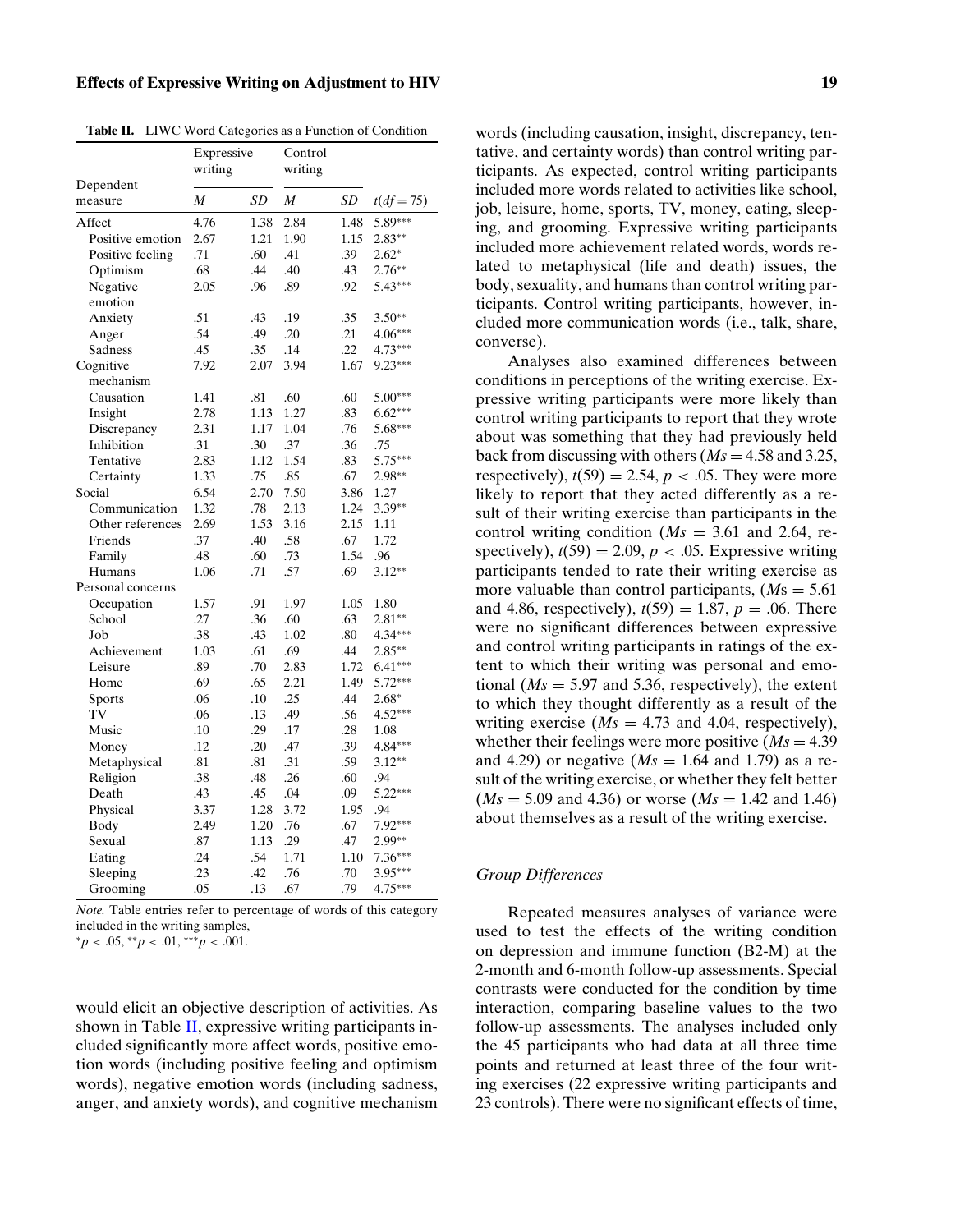**Table II.** LIWC Word Categories as a Function of Condition

| Dependent measure | Expressive writing | | Control writing | | |
|---|---|---|---|---|---|
| | $M$ | $SD$ | $M$ | $SD$ | $t(df = 75)$ |
| Affect | 4.76 | 1.38 | 2.84 | 1.48 | 5.89*** |
| Positive emotion | 2.67 | 1.21 | 1.90 | 1.15 | 2.83** |
| Positive feeling | .71 | .60 | .41 | .39 | 2.62* |
| Optimism | .68 | .44 | .40 | .43 | 2.76** |
| Negative emotion | 2.05 | .96 | .89 | .92 | 5.43*** |
| Anxiety | .51 | .43 | .19 | .35 | 3.50** |
| Anger | .54 | .49 | .20 | .21 | 4.06*** |
| Sadness | .45 | .35 | .14 | .22 | 4.73*** |
| Cognitive mechanism | 7.92 | 2.07 | 3.94 | 1.67 | 9.23*** |
| Causation | 1.41 | .81 | .60 | .60 | 5.00*** |
| Insight | 2.78 | 1.13 | 1.27 | .83 | 6.62*** |
| Discrepancy | 2.31 | 1.17 | 1.04 | .76 | 5.68*** |
| Inhibition | .31 | .30 | .37 | .36 | .75 |
| Tentative | 2.83 | 1.12 | 1.54 | .83 | 5.75*** |
| Certainty | 1.33 | .75 | .85 | .67 | 2.98** |
| Social | 6.54 | 2.70 | 7.50 | 3.86 | 1.27 |
| Communication | 1.32 | .78 | 2.13 | 1.24 | 3.39** |
| Other references | 2.69 | 1.53 | 3.16 | 2.15 | 1.11 |
| Friends | .37 | .40 | .58 | .67 | 1.72 |
| Family | .48 | .60 | .73 | 1.54 | .96 |
| Humans | 1.06 | .71 | .57 | .69 | 3.12** |
| Personal concerns | | | | | |
| Occupation | 1.57 | .91 | 1.97 | 1.05 | 1.80 |
| School | .27 | .36 | .60 | .63 | 2.81** |
| Job | .38 | .43 | 1.02 | .80 | 4.34*** |
| Achievement | 1.03 | .61 | .69 | .44 | 2.85** |
| Leisure | .89 | .70 | 2.83 | 1.72 | 6.41*** |
| Home | .69 | .65 | 2.21 | 1.49 | 5.72*** |
| Sports | .06 | .10 | .25 | .44 | 2.68* |
| TV | .06 | .13 | .49 | .56 | 4.52*** |
| Music | .10 | .29 | .17 | .28 | 1.08 |
| Money | .12 | .20 | .47 | .39 | 4.84*** |
| Metaphysical | .81 | .81 | .31 | .59 | 3.12** |
| Religion | .38 | .48 | .26 | .60 | .94 |
| Death | .43 | .45 | .04 | .09 | 5.22*** |
| Physical | 3.37 | 1.28 | 3.72 | 1.95 | .94 |
| Body | 2.49 | 1.20 | .76 | .67 | 7.92*** |
| Sexual | .87 | 1.13 | .29 | .47 | 2.99** |
| Eating | .24 | .54 | 1.71 | 1.10 | 7.36*** |
| Sleeping | .23 | .42 | .76 | .70 | 3.95*** |
| Grooming | .05 | .13 | .67 | .79 | 4.75*** |

*Note.* Table entries refer to percentage of words of this category included in the writing samples,
*$p < .05$, **$p < .01$, ***$p < .001$.

would elicit an objective description of activities. As shown in Table II, expressive writing participants included significantly more affect words, positive emotion words (including positive feeling and optimism words), negative emotion words (including sadness, anger, and anxiety words), and cognitive mechanism words (including causation, insight, discrepancy, tentative, and certainty words) than control writing participants. As expected, control writing participants included more words related to activities like school, job, leisure, home, sports, TV, money, eating, sleeping, and grooming. Expressive writing participants included more achievement related words, words related to metaphysical (life and death) issues, the body, sexuality, and humans than control writing participants. Control writing participants, however, included more communication words (i.e., talk, share, converse).

Analyses also examined differences between conditions in perceptions of the writing exercise. Expressive writing participants were more likely than control writing participants to report that they wrote about was something that they had previously held back from discussing with others ($Ms = 4.58$ and 3.25, respectively), $t(59) = 2.54$, $p < .05$. They were more likely to report that they acted differently as a result of their writing exercise than participants in the control writing condition ($Ms = 3.61$ and 2.64, respectively), $t(59) = 2.09$, $p < .05$. Expressive writing participants tended to rate their writing exercise as more valuable than control participants, ($M$s $= 5.61$ and 4.86, respectively), $t(59) = 1.87$, $p = .06$. There were no significant differences between expressive and control writing participants in ratings of the extent to which their writing was personal and emotional ($Ms = 5.97$ and 5.36, respectively), the extent to which they thought differently as a result of the writing exercise ($Ms = 4.73$ and 4.04, respectively), whether their feelings were more positive ($Ms = 4.39$ and 4.29) or negative ($Ms = 1.64$ and 1.79) as a result of the writing exercise, or whether they felt better ($Ms = 5.09$ and 4.36) or worse ($Ms = 1.42$ and 1.46) about themselves as a result of the writing exercise.

### *Group Differences*

Repeated measures analyses of variance were used to test the effects of the writing condition on depression and immune function (B2-M) at the 2-month and 6-month follow-up assessments. Special contrasts were conducted for the condition by time interaction, comparing baseline values to the two follow-up assessments. The analyses included only the 45 participants who had data at all three time points and returned at least three of the four writing exercises (22 expressive writing participants and 23 controls). There were no significant effects of time,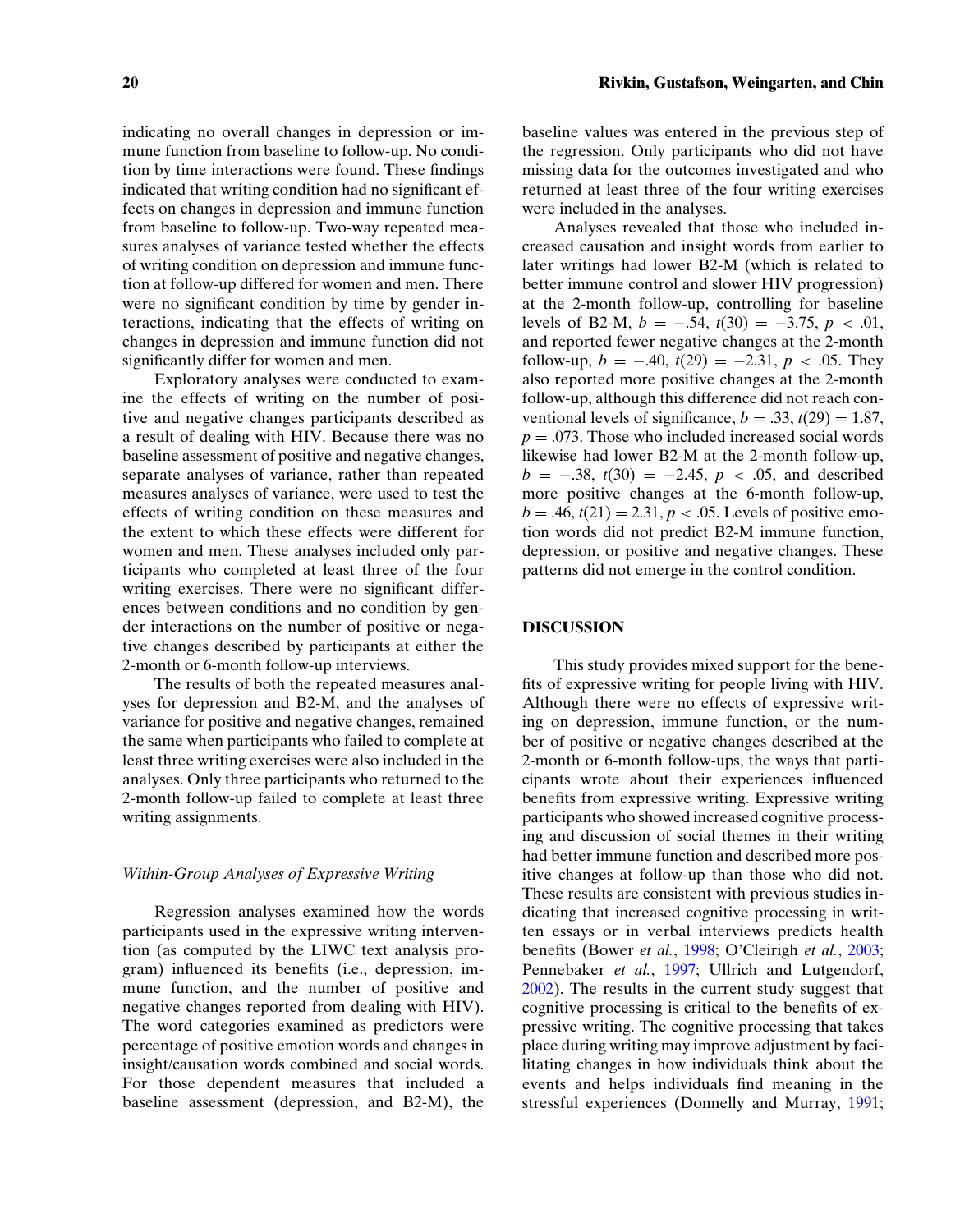indicating no overall changes in depression or immune function from baseline to follow-up. No condition by time interactions were found. These findings indicated that writing condition had no significant effects on changes in depression and immune function from baseline to follow-up. Two-way repeated measures analyses of variance tested whether the effects of writing condition on depression and immune function at follow-up differed for women and men. There were no significant condition by time by gender interactions, indicating that the effects of writing on changes in depression and immune function did not significantly differ for women and men.

Exploratory analyses were conducted to examine the effects of writing on the number of positive and negative changes participants described as a result of dealing with HIV. Because there was no baseline assessment of positive and negative changes, separate analyses of variance, rather than repeated measures analyses of variance, were used to test the effects of writing condition on these measures and the extent to which these effects were different for women and men. These analyses included only participants who completed at least three of the four writing exercises. There were no significant differences between conditions and no condition by gender interactions on the number of positive or negative changes described by participants at either the 2-month or 6-month follow-up interviews.

The results of both the repeated measures analyses for depression and B2-M, and the analyses of variance for positive and negative changes, remained the same when participants who failed to complete at least three writing exercises were also included in the analyses. Only three participants who returned to the 2-month follow-up failed to complete at least three writing assignments.

### *Within-Group Analyses of Expressive Writing*

Regression analyses examined how the words participants used in the expressive writing intervention (as computed by the LIWC text analysis program) influenced its benefits (i.e., depression, immune function, and the number of positive and negative changes reported from dealing with HIV). The word categories examined as predictors were percentage of positive emotion words and changes in insight/causation words combined and social words. For those dependent measures that included a baseline assessment (depression, and B2-M), the baseline values was entered in the previous step of the regression. Only participants who did not have missing data for the outcomes investigated and who returned at least three of the four writing exercises were included in the analyses.

Analyses revealed that those who included increased causation and insight words from earlier to later writings had lower B2-M (which is related to better immune control and slower HIV progression) at the 2-month follow-up, controlling for baseline levels of B2-M, $b = -.54$, $t(30) = -3.75$, $p < .01$, and reported fewer negative changes at the 2-month follow-up, $b = -.40$, $t(29) = -2.31$, $p < .05$. They also reported more positive changes at the 2-month follow-up, although this difference did not reach conventional levels of significance, $b = .33$, $t(29) = 1.87$, $p = .073$. Those who included increased social words likewise had lower B2-M at the 2-month follow-up, $b = -.38$, $t(30) = -2.45$, $p < .05$, and described more positive changes at the 6-month follow-up, $b = .46$, $t(21) = 2.31$, $p < .05$. Levels of positive emotion words did not predict B2-M immune function, depression, or positive and negative changes. These patterns did not emerge in the control condition.

## DISCUSSION

This study provides mixed support for the benefits of expressive writing for people living with HIV. Although there were no effects of expressive writing on depression, immune function, or the number of positive or negative changes described at the 2-month or 6-month follow-ups, the ways that participants wrote about their experiences influenced benefits from expressive writing. Expressive writing participants who showed increased cognitive processing and discussion of social themes in their writing had better immune function and described more positive changes at follow-up than those who did not. These results are consistent with previous studies indicating that increased cognitive processing in written essays or in verbal interviews predicts health benefits (Bower *et al.*, 1998; O'Cleirigh *et al.*, 2003; Pennebaker *et al.*, 1997; Ullrich and Lutgendorf, 2002). The results in the current study suggest that cognitive processing is critical to the benefits of expressive writing. The cognitive processing that takes place during writing may improve adjustment by facilitating changes in how individuals think about the events and helps individuals find meaning in the stressful experiences (Donnelly and Murray, 1991;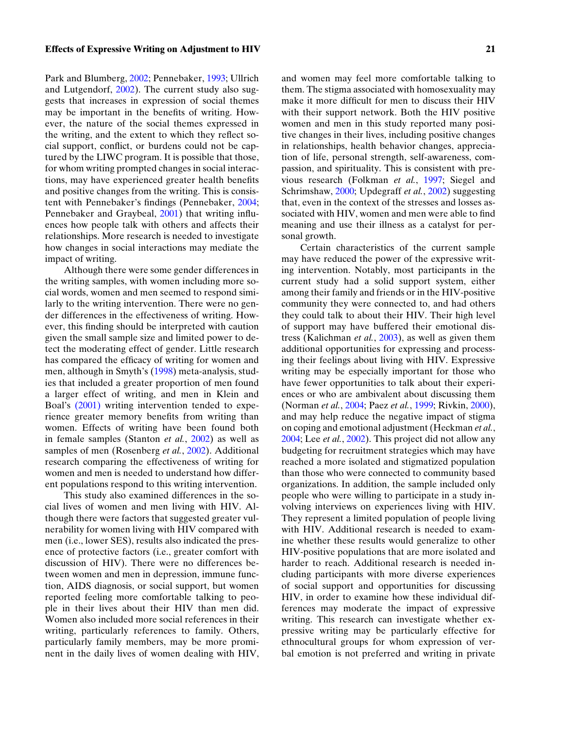Park and Blumberg, 2002; Pennebaker, 1993; Ullrich and Lutgendorf, 2002). The current study also suggests that increases in expression of social themes may be important in the benefits of writing. However, the nature of the social themes expressed in the writing, and the extent to which they reflect social support, conflict, or burdens could not be captured by the LIWC program. It is possible that those, for whom writing prompted changes in social interactions, may have experienced greater health benefits and positive changes from the writing. This is consistent with Pennebaker's findings (Pennebaker, 2004; Pennebaker and Graybeal, 2001) that writing influences how people talk with others and affects their relationships. More research is needed to investigate how changes in social interactions may mediate the impact of writing.

Although there were some gender differences in the writing samples, with women including more social words, women and men seemed to respond similarly to the writing intervention. There were no gender differences in the effectiveness of writing. However, this finding should be interpreted with caution given the small sample size and limited power to detect the moderating effect of gender. Little research has compared the efficacy of writing for women and men, although in Smyth's (1998) meta-analysis, studies that included a greater proportion of men found a larger effect of writing, and men in Klein and Boal's (2001) writing intervention tended to experience greater memory benefits from writing than women. Effects of writing have been found both in female samples (Stanton *et al.*, 2002) as well as samples of men (Rosenberg *et al.*, 2002). Additional research comparing the effectiveness of writing for women and men is needed to understand how different populations respond to this writing intervention.

This study also examined differences in the social lives of women and men living with HIV. Although there were factors that suggested greater vulnerability for women living with HIV compared with men (i.e., lower SES), results also indicated the presence of protective factors (i.e., greater comfort with discussion of HIV). There were no differences between women and men in depression, immune function, AIDS diagnosis, or social support, but women reported feeling more comfortable talking to people in their lives about their HIV than men did. Women also included more social references in their writing, particularly references to family. Others, particularly family members, may be more prominent in the daily lives of women dealing with HIV, and women may feel more comfortable talking to them. The stigma associated with homosexuality may make it more difficult for men to discuss their HIV with their support network. Both the HIV positive women and men in this study reported many positive changes in their lives, including positive changes in relationships, health behavior changes, appreciation of life, personal strength, self-awareness, compassion, and spirituality. This is consistent with previous research (Folkman *et al.*, 1997; Siegel and Schrimshaw, 2000; Updegraff *et al.*, 2002) suggesting that, even in the context of the stresses and losses associated with HIV, women and men were able to find meaning and use their illness as a catalyst for personal growth.

Certain characteristics of the current sample may have reduced the power of the expressive writing intervention. Notably, most participants in the current study had a solid support system, either among their family and friends or in the HIV-positive community they were connected to, and had others they could talk to about their HIV. Their high level of support may have buffered their emotional distress (Kalichman *et al.*, 2003), as well as given them additional opportunities for expressing and processing their feelings about living with HIV. Expressive writing may be especially important for those who have fewer opportunities to talk about their experiences or who are ambivalent about discussing them (Norman *et al.*, 2004; Paez *et al.*, 1999; Rivkin, 2000), and may help reduce the negative impact of stigma on coping and emotional adjustment (Heckman *et al.*, 2004; Lee *et al.*, 2002). This project did not allow any budgeting for recruitment strategies which may have reached a more isolated and stigmatized population than those who were connected to community based organizations. In addition, the sample included only people who were willing to participate in a study involving interviews on experiences living with HIV. They represent a limited population of people living with HIV. Additional research is needed to examine whether these results would generalize to other HIV-positive populations that are more isolated and harder to reach. Additional research is needed including participants with more diverse experiences of social support and opportunities for discussing HIV, in order to examine how these individual differences may moderate the impact of expressive writing. This research can investigate whether expressive writing may be particularly effective for ethnocultural groups for whom expression of verbal emotion is not preferred and writing in private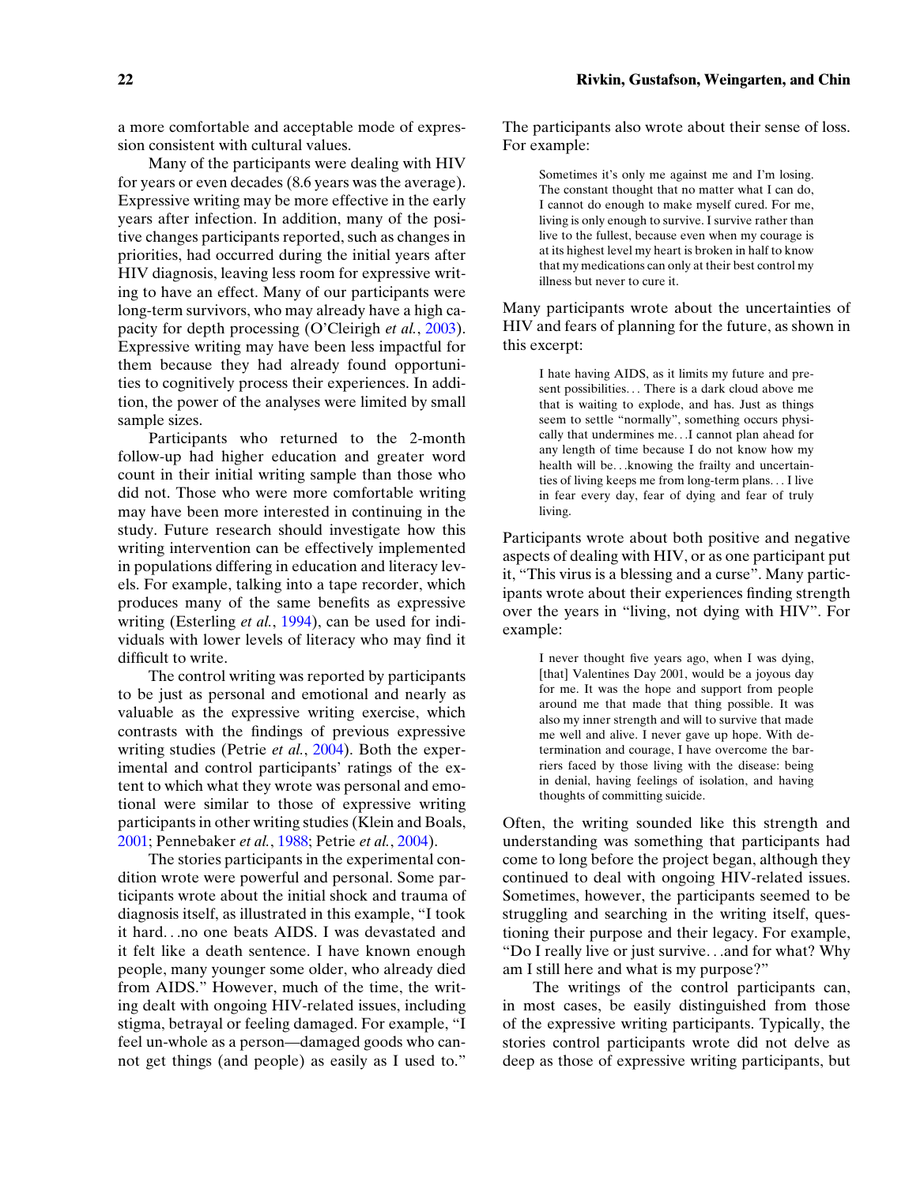a more comfortable and acceptable mode of expression consistent with cultural values.

Many of the participants were dealing with HIV for years or even decades (8.6 years was the average). Expressive writing may be more effective in the early years after infection. In addition, many of the positive changes participants reported, such as changes in priorities, had occurred during the initial years after HIV diagnosis, leaving less room for expressive writing to have an effect. Many of our participants were long-term survivors, who may already have a high capacity for depth processing (O'Cleirigh *et al.*, 2003). Expressive writing may have been less impactful for them because they had already found opportunities to cognitively process their experiences. In addition, the power of the analyses were limited by small sample sizes.

Participants who returned to the 2-month follow-up had higher education and greater word count in their initial writing sample than those who did not. Those who were more comfortable writing may have been more interested in continuing in the study. Future research should investigate how this writing intervention can be effectively implemented in populations differing in education and literacy levels. For example, talking into a tape recorder, which produces many of the same benefits as expressive writing (Esterling *et al.*, 1994), can be used for individuals with lower levels of literacy who may find it difficult to write.

The control writing was reported by participants to be just as personal and emotional and nearly as valuable as the expressive writing exercise, which contrasts with the findings of previous expressive writing studies (Petrie *et al.*, 2004). Both the experimental and control participants' ratings of the extent to which what they wrote was personal and emotional were similar to those of expressive writing participants in other writing studies (Klein and Boals, 2001; Pennebaker *et al.*, 1988; Petrie *et al.*, 2004).

The stories participants in the experimental condition wrote were powerful and personal. Some participants wrote about the initial shock and trauma of diagnosis itself, as illustrated in this example, "I took it hard. . .no one beats AIDS. I was devastated and it felt like a death sentence. I have known enough people, many younger some older, who already died from AIDS." However, much of the time, the writing dealt with ongoing HIV-related issues, including stigma, betrayal or feeling damaged. For example, "I feel un-whole as a person—damaged goods who cannot get things (and people) as easily as I used to." The participants also wrote about their sense of loss. For example:

> Sometimes it's only me against me and I'm losing. The constant thought that no matter what I can do, I cannot do enough to make myself cured. For me, living is only enough to survive. I survive rather than live to the fullest, because even when my courage is at its highest level my heart is broken in half to know that my medications can only at their best control my illness but never to cure it.

Many participants wrote about the uncertainties of HIV and fears of planning for the future, as shown in this excerpt:

> I hate having AIDS, as it limits my future and present possibilities. . . There is a dark cloud above me that is waiting to explode, and has. Just as things seem to settle "normally", something occurs physically that undermines me. . .I cannot plan ahead for any length of time because I do not know how my health will be. . .knowing the frailty and uncertainties of living keeps me from long-term plans. . . I live in fear every day, fear of dying and fear of truly living.

Participants wrote about both positive and negative aspects of dealing with HIV, or as one participant put it, "This virus is a blessing and a curse". Many participants wrote about their experiences finding strength over the years in "living, not dying with HIV". For example:

> I never thought five years ago, when I was dying, [that] Valentines Day 2001, would be a joyous day for me. It was the hope and support from people around me that made that thing possible. It was also my inner strength and will to survive that made me well and alive. I never gave up hope. With determination and courage, I have overcome the barriers faced by those living with the disease: being in denial, having feelings of isolation, and having thoughts of committing suicide.

Often, the writing sounded like this strength and understanding was something that participants had come to long before the project began, although they continued to deal with ongoing HIV-related issues. Sometimes, however, the participants seemed to be struggling and searching in the writing itself, questioning their purpose and their legacy. For example, "Do I really live or just survive. . .and for what? Why am I still here and what is my purpose?"

The writings of the control participants can, in most cases, be easily distinguished from those of the expressive writing participants. Typically, the stories control participants wrote did not delve as deep as those of expressive writing participants, but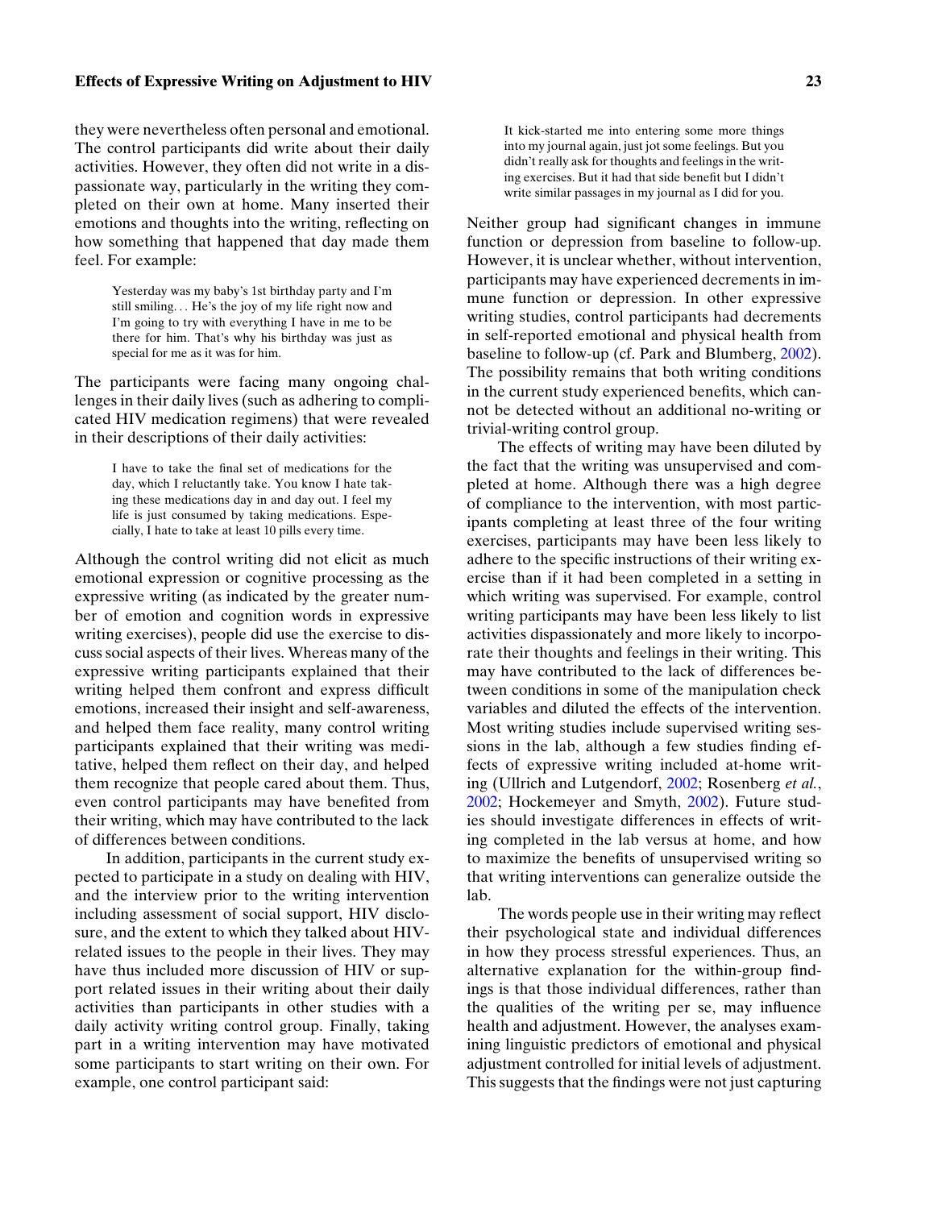they were nevertheless often personal and emotional. The control participants did write about their daily activities. However, they often did not write in a dispassionate way, particularly in the writing they completed on their own at home. Many inserted their emotions and thoughts into the writing, reflecting on how something that happened that day made them feel. For example:

> Yesterday was my baby's 1st birthday party and I'm still smiling... He's the joy of my life right now and I'm going to try with everything I have in me to be there for him. That's why his birthday was just as special for me as it was for him.

The participants were facing many ongoing challenges in their daily lives (such as adhering to complicated HIV medication regimens) that were revealed in their descriptions of their daily activities:

> I have to take the final set of medications for the day, which I reluctantly take. You know I hate taking these medications day in and day out. I feel my life is just consumed by taking medications. Especially, I hate to take at least 10 pills every time.

Although the control writing did not elicit as much emotional expression or cognitive processing as the expressive writing (as indicated by the greater number of emotion and cognition words in expressive writing exercises), people did use the exercise to discuss social aspects of their lives. Whereas many of the expressive writing participants explained that their writing helped them confront and express difficult emotions, increased their insight and self-awareness, and helped them face reality, many control writing participants explained that their writing was meditative, helped them reflect on their day, and helped them recognize that people cared about them. Thus, even control participants may have benefited from their writing, which may have contributed to the lack of differences between conditions.

In addition, participants in the current study expected to participate in a study on dealing with HIV, and the interview prior to the writing intervention including assessment of social support, HIV disclosure, and the extent to which they talked about HIV-related issues to the people in their lives. They may have thus included more discussion of HIV or support related issues in their writing about their daily activities than participants in other studies with a daily activity writing control group. Finally, taking part in a writing intervention may have motivated some participants to start writing on their own. For example, one control participant said:

> It kick-started me into entering some more things into my journal again, just jot some feelings. But you didn't really ask for thoughts and feelings in the writing exercises. But it had that side benefit but I didn't write similar passages in my journal as I did for you.

Neither group had significant changes in immune function or depression from baseline to follow-up. However, it is unclear whether, without intervention, participants may have experienced decrements in immune function or depression. In other expressive writing studies, control participants had decrements in self-reported emotional and physical health from baseline to follow-up (cf. Park and Blumberg, 2002). The possibility remains that both writing conditions in the current study experienced benefits, which cannot be detected without an additional no-writing or trivial-writing control group.

The effects of writing may have been diluted by the fact that the writing was unsupervised and completed at home. Although there was a high degree of compliance to the intervention, with most participants completing at least three of the four writing exercises, participants may have been less likely to adhere to the specific instructions of their writing exercise than if it had been completed in a setting in which writing was supervised. For example, control writing participants may have been less likely to list activities dispassionately and more likely to incorporate their thoughts and feelings in their writing. This may have contributed to the lack of differences between conditions in some of the manipulation check variables and diluted the effects of the intervention. Most writing studies include supervised writing sessions in the lab, although a few studies finding effects of expressive writing included at-home writing (Ullrich and Lutgendorf, 2002; Rosenberg *et al.*, 2002; Hockemeyer and Smyth, 2002). Future studies should investigate differences in effects of writing completed in the lab versus at home, and how to maximize the benefits of unsupervised writing so that writing interventions can generalize outside the lab.

The words people use in their writing may reflect their psychological state and individual differences in how they process stressful experiences. Thus, an alternative explanation for the within-group findings is that those individual differences, rather than the qualities of the writing per se, may influence health and adjustment. However, the analyses examining linguistic predictors of emotional and physical adjustment controlled for initial levels of adjustment. This suggests that the findings were not just capturing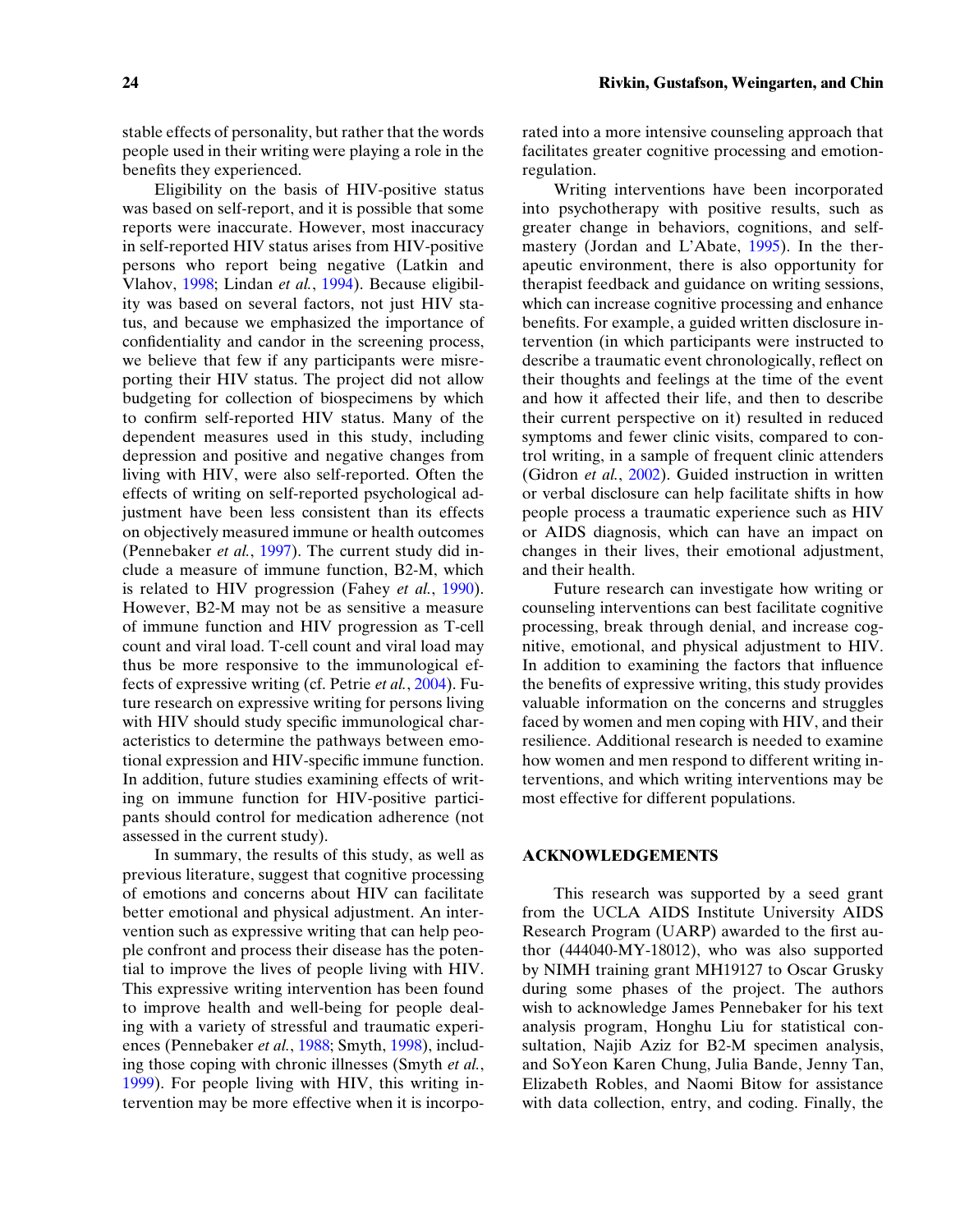stable effects of personality, but rather that the words people used in their writing were playing a role in the benefits they experienced.

Eligibility on the basis of HIV-positive status was based on self-report, and it is possible that some reports were inaccurate. However, most inaccuracy in self-reported HIV status arises from HIV-positive persons who report being negative (Latkin and Vlahov, 1998; Lindan *et al.*, 1994). Because eligibility was based on several factors, not just HIV status, and because we emphasized the importance of confidentiality and candor in the screening process, we believe that few if any participants were misreporting their HIV status. The project did not allow budgeting for collection of biospecimens by which to confirm self-reported HIV status. Many of the dependent measures used in this study, including depression and positive and negative changes from living with HIV, were also self-reported. Often the effects of writing on self-reported psychological adjustment have been less consistent than its effects on objectively measured immune or health outcomes (Pennebaker *et al.*, 1997). The current study did include a measure of immune function, B2-M, which is related to HIV progression (Fahey *et al.*, 1990). However, B2-M may not be as sensitive a measure of immune function and HIV progression as T-cell count and viral load. T-cell count and viral load may thus be more responsive to the immunological effects of expressive writing (cf. Petrie *et al.*, 2004). Future research on expressive writing for persons living with HIV should study specific immunological characteristics to determine the pathways between emotional expression and HIV-specific immune function. In addition, future studies examining effects of writing on immune function for HIV-positive participants should control for medication adherence (not assessed in the current study).

In summary, the results of this study, as well as previous literature, suggest that cognitive processing of emotions and concerns about HIV can facilitate better emotional and physical adjustment. An intervention such as expressive writing that can help people confront and process their disease has the potential to improve the lives of people living with HIV. This expressive writing intervention has been found to improve health and well-being for people dealing with a variety of stressful and traumatic experiences (Pennebaker *et al.*, 1988; Smyth, 1998), including those coping with chronic illnesses (Smyth *et al.*, 1999). For people living with HIV, this writing intervention may be more effective when it is incorporated into a more intensive counseling approach that facilitates greater cognitive processing and emotion-regulation.

Writing interventions have been incorporated into psychotherapy with positive results, such as greater change in behaviors, cognitions, and self-mastery (Jordan and L'Abate, 1995). In the therapeutic environment, there is also opportunity for therapist feedback and guidance on writing sessions, which can increase cognitive processing and enhance benefits. For example, a guided written disclosure intervention (in which participants were instructed to describe a traumatic event chronologically, reflect on their thoughts and feelings at the time of the event and how it affected their life, and then to describe their current perspective on it) resulted in reduced symptoms and fewer clinic visits, compared to control writing, in a sample of frequent clinic attenders (Gidron *et al.*, 2002). Guided instruction in written or verbal disclosure can help facilitate shifts in how people process a traumatic experience such as HIV or AIDS diagnosis, which can have an impact on changes in their lives, their emotional adjustment, and their health.

Future research can investigate how writing or counseling interventions can best facilitate cognitive processing, break through denial, and increase cognitive, emotional, and physical adjustment to HIV. In addition to examining the factors that influence the benefits of expressive writing, this study provides valuable information on the concerns and struggles faced by women and men coping with HIV, and their resilience. Additional research is needed to examine how women and men respond to different writing interventions, and which writing interventions may be most effective for different populations.

## ACKNOWLEDGEMENTS

This research was supported by a seed grant from the UCLA AIDS Institute University AIDS Research Program (UARP) awarded to the first author (444040-MY-18012), who was also supported by NIMH training grant MH19127 to Oscar Grusky during some phases of the project. The authors wish to acknowledge James Pennebaker for his text analysis program, Honghu Liu for statistical consultation, Najib Aziz for B2-M specimen analysis, and SoYeon Karen Chung, Julia Bande, Jenny Tan, Elizabeth Robles, and Naomi Bitow for assistance with data collection, entry, and coding. Finally, the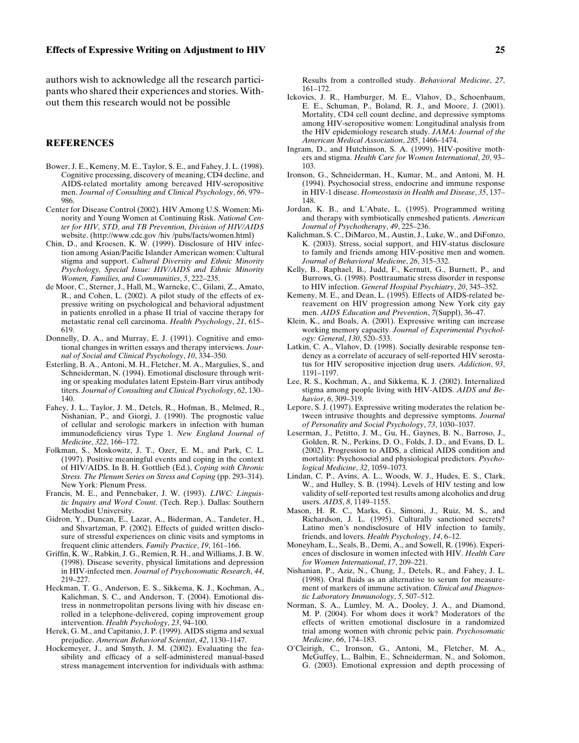authors wish to acknowledge all the research participants who shared their experiences and stories. Without them this research would not be possible

## REFERENCES

Bower, J. E., Kemeny, M. E., Taylor, S. E., and Fahey, J. L. (1998). Cognitive processing, discovery of meaning, CD4 decline, and AIDS-related mortality among bereaved HIV-seropositive men. *Journal of Consulting and Clinical Psychology*, *66*, 979–986.

Center for Disease Control (2002). HIV Among U.S. Women: Minority and Young Women at Continuing Risk. *National Center for HIV, STD, and TB Prevention, Division of HIV/AIDS* website. (http://www.cdc.gov /hiv /pubs/facts/women.html)

Chin, D., and Kroesen, K. W. (1999). Disclosure of HIV infection among Asian/Pacific Islander American women: Cultural stigma and support. *Cultural Diversity and Ethnic Minority Psychology, Special Issue: HIV/AIDS and Ethnic Minority Women, Families, and Communities*, *5*, 222–235.

de Moor, C., Sterner, J., Hall, M., Warneke, C., Gilani, Z., Amato, R., and Cohen, L. (2002). A pilot study of the effects of expressive writing on psychological and behavioral adjustment in patients enrolled in a phase II trial of vaccine therapy for metastatic renal cell carcinoma. *Health Psychology*, *21*, 615–619.

Donnelly, D. A., and Murray, E. J. (1991). Cognitive and emotional changes in written essays and therapy interviews. *Journal of Social and Clinical Psychology*, *10*, 334–350.

Esterling, B. A., Antoni, M. H., Fletcher, M. A., Margulies, S., and Schneiderman, N. (1994). Emotional disclosure through writing or speaking modulates latent Epstein-Barr virus antibody titers. *Journal of Consulting and Clinical Psychology*, *62*, 130–140.

Fahey, J. L., Taylor, J. M., Detels, R., Hofman, B., Melmed, R., Nishanian, P., and Giorgi, J. (1990). The prognostic value of cellular and serologic markers in infection with human immunodeficiency virus Type 1. *New England Journal of Medicine*, *322*, 166–172.

Folkman, S., Moskowitz, J. T., Ozer, E. M., and Park, C. L. (1997). Positive meaningful events and coping in the context of HIV/AIDS. In B. H. Gottlieb (Ed.), *Coping with Chronic Stress. The Plenum Series on Stress and Coping* (pp. 293–314). New York: Plenum Press.

Francis, M. E., and Pennebaker, J. W. (1993). *LIWC: Linguistic Inquiry and Word Count*. (Tech. Rep.). Dallas: Southern Methodist University.

Gidron, Y., Duncan, E., Lazar, A., Biderman, A., Tandeter, H., and Shvartzman, P. (2002). Effects of guided written disclosure of stressful experiences on clinic visits and symptoms in frequent clinic attenders. *Family Practice*, *19*, 161–166.

Griffin, K. W., Rabkin, J. G., Remien, R. H., and Williams, J. B. W. (1998). Disease severity, physical limitations and depression in HIV-infected men. *Journal of Psychosomatic Research*, *44*, 219–227.

Heckman, T. G., Anderson, E. S., Sikkema, K. J., Kochman, A., Kalichman, S. C., and Anderson, T. (2004). Emotional distress in nonmetropolitan persons living with hiv disease enrolled in a telephone-delivered, coping improvement group intervention. *Health Psychology*, *23*, 94–100.

Herek, G. M., and Capitanio, J. P. (1999). AIDS stigma and sexual prejudice. *American Behavioral Scientist*, *42*, 1130–1147.

Hockemeyer, J., and Smyth, J. M. (2002). Evaluating the feasibility and efficacy of a self-administered manual-based stress management intervention for individuals with asthma: Results from a controlled study. *Behavioral Medicine*, *27*, 161–172.

Ickovics, J. R., Hamburger, M. E., Vlahov, D., Schoenbaum, E. E., Schuman, P., Boland, R. J., and Moore, J. (2001). Mortality, CD4 cell count decline, and depressive symptoms among HIV-seropositive women: Longitudinal analysis from the HIV epidemiology research study. *JAMA: Journal of the American Medical Association*, *285*, 1466–1474.

Ingram, D., and Hutchinson, S. A. (1999). HIV-positive mothers and stigma. *Health Care for Women International*, *20*, 93–103.

Ironson, G., Schneiderman, H., Kumar, M., and Antoni, M. H. (1994). Psychosocial stress, endocrine and immune response in HIV-1 disease. *Homeostasis in Health and Disease*, *35*, 137–148.

Jordan, K. B., and L'Abate, L. (1995). Programmed writing and therapy with symbiotically enmeshed patients. *American Journal of Psychotherapy*, *49*, 225–236.

Kalichman, S. C., DiMarco, M., Austin, J., Luke, W., and DiFonzo, K. (2003). Stress, social support, and HIV-status disclosure to family and friends among HIV-positive men and women. *Journal of Behavioral Medicine*, *26*, 315–332.

Kelly, B., Raphael, B., Judd, F., Kernutt, G., Burnett, P., and Burrows, G. (1998). Posttraumatic stress disorder in response to HIV infection. *General Hospital Psychiatry*, *20*, 345–352.

Kemeny, M. E., and Dean, L. (1995). Effects of AIDS-related bereavement on HIV progression among New York city gay men. *AIDS Education and Prevention*, *7*(Suppl), 36–47.

Klein, K., and Boals, A. (2001). Expressive writing can increase working memory capacity. *Journal of Experimental Psychology: General*, *130*, 520–533.

Latkin, C. A., Vlahov, D. (1998). Socially desirable response tendency as a correlate of accuracy of self-reported HIV serostatus for HIV seropositive injection drug users. *Addiction*, *93*, 1191–1197.

Lee, R. S., Kochman, A., and Sikkema, K. J. (2002). Internalized stigma among people living with HIV-AIDS. *AIDS and Behavior*, *6*, 309–319.

Lepore, S. J. (1997). Expressive writing moderates the relation between intrusive thoughts and depressive symptoms. *Journal of Personality and Social Psychology*, *73*, 1030–1037.

Leserman, J., Petitto, J. M., Gu, H., Gaynes, B. N., Barroso, J., Golden, R. N., Perkins, D. O., Folds, J. D., and Evans, D. L. (2002). Progression to AIDS, a clinical AIDS condition and mortality: Psychosocial and physiological predictors. *Psychological Medicine*, *32*, 1059–1073.

Lindan, C. P., Avins, A. L., Woods, W. J., Hudes, E. S., Clark, W., and Hulley, S. B. (1994). Levels of HIV testing and low validity of self-reported test results among alcoholics and drug users. *AIDS*, *8*, 1149–1155.

Mason, H. R. C., Marks, G., Simoni, J., Ruiz, M. S., and Richardson, J. L. (1995). Culturally sanctioned secrets? Latino men's nondisclosure of HIV infection to family, friends, and lovers. *Health Psychology*, *14*, 6–12.

Moneyham, L., Seals, B., Demi, A., and Sowell, R. (1996). Experiences of disclosure in women infected with HIV. *Health Care for Women International*, *17*, 209–221.

Nishanian, P., Aziz, N., Chung, J., Detels, R., and Fahey, J. L. (1998). Oral fluids as an alternative to serum for measurement of markers of immune activation. *Clinical and Diagnostic Laboratory Immunology*, *5*, 507–512.

Norman, S. A., Lumley, M. A., Dooley, J. A., and Diamond, M. P. (2004). For whom does it work? Moderators of the effects of written emotional disclosure in a randomized trial among women with chronic pelvic pain. *Psychosomatic Medicine*, *66*, 174–183.

O'Cleirigh, C., Ironson, G., Antoni, M., Fletcher, M. A., McGuffey, L., Balbin, E., Schneiderman, N., and Solomon, G. (2003). Emotional expression and depth processing of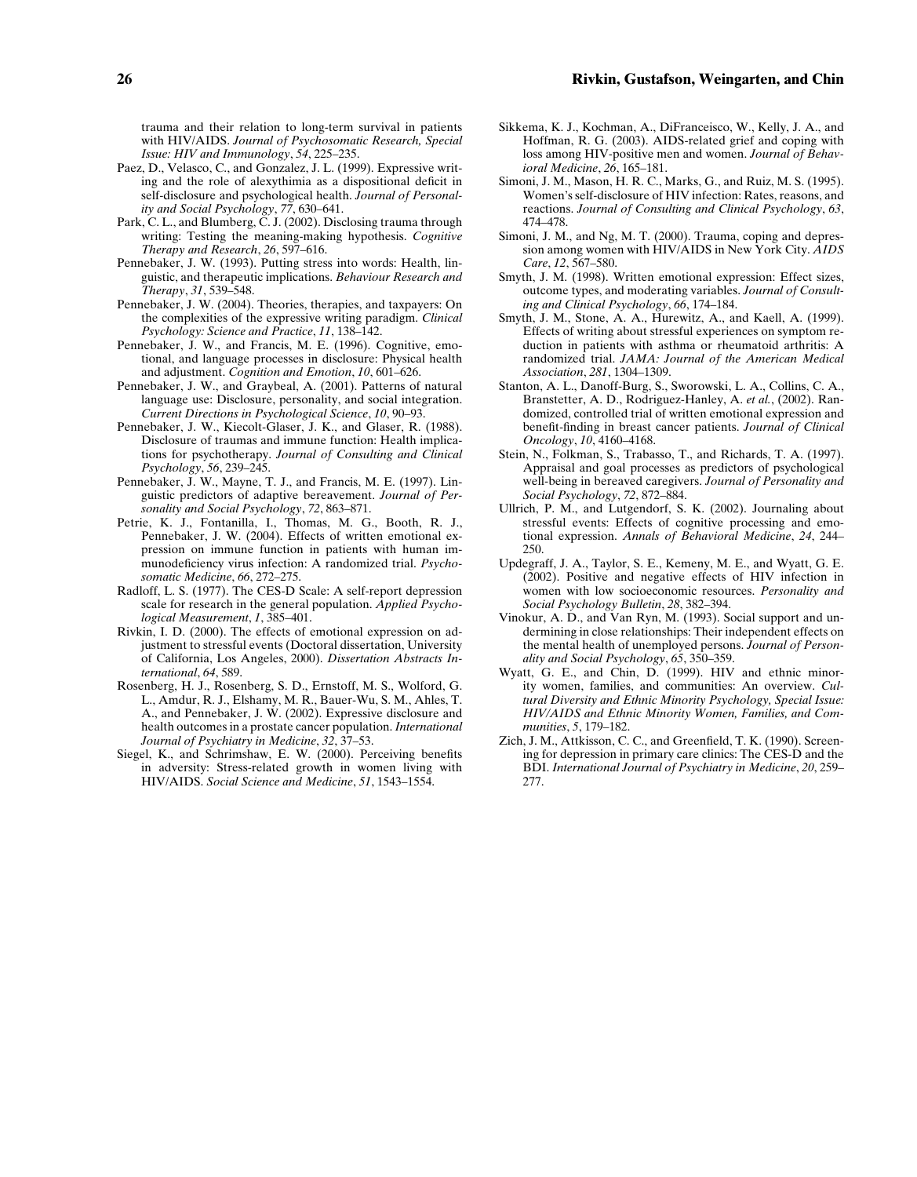trauma and their relation to long-term survival in patients with HIV/AIDS. *Journal of Psychosomatic Research, Special Issue: HIV and Immunology*, *54*, 225–235.

Paez, D., Velasco, C., and Gonzalez, J. L. (1999). Expressive writing and the role of alexythimia as a dispositional deficit in self-disclosure and psychological health. *Journal of Personality and Social Psychology*, *77*, 630–641.

Park, C. L., and Blumberg, C. J. (2002). Disclosing trauma through writing: Testing the meaning-making hypothesis. *Cognitive Therapy and Research*, *26*, 597–616.

Pennebaker, J. W. (1993). Putting stress into words: Health, linguistic, and therapeutic implications. *Behaviour Research and Therapy*, *31*, 539–548.

Pennebaker, J. W. (2004). Theories, therapies, and taxpayers: On the complexities of the expressive writing paradigm. *Clinical Psychology: Science and Practice*, *11*, 138–142.

Pennebaker, J. W., and Francis, M. E. (1996). Cognitive, emotional, and language processes in disclosure: Physical health and adjustment. *Cognition and Emotion*, *10*, 601–626.

Pennebaker, J. W., and Graybeal, A. (2001). Patterns of natural language use: Disclosure, personality, and social integration. *Current Directions in Psychological Science*, *10*, 90–93.

Pennebaker, J. W., Kiecolt-Glaser, J. K., and Glaser, R. (1988). Disclosure of traumas and immune function: Health implications for psychotherapy. *Journal of Consulting and Clinical Psychology*, *56*, 239–245.

Pennebaker, J. W., Mayne, T. J., and Francis, M. E. (1997). Linguistic predictors of adaptive bereavement. *Journal of Personality and Social Psychology*, *72*, 863–871.

Petrie, K. J., Fontanilla, I., Thomas, M. G., Booth, R. J., Pennebaker, J. W. (2004). Effects of written emotional expression on immune function in patients with human immunodeficiency virus infection: A randomized trial. *Psychosomatic Medicine*, *66*, 272–275.

Radloff, L. S. (1977). The CES-D Scale: A self-report depression scale for research in the general population. *Applied Psychological Measurement*, *1*, 385–401.

Rivkin, I. D. (2000). The effects of emotional expression on adjustment to stressful events (Doctoral dissertation, University of California, Los Angeles, 2000). *Dissertation Abstracts International*, *64*, 589.

Rosenberg, H. J., Rosenberg, S. D., Ernstoff, M. S., Wolford, G. L., Amdur, R. J., Elshamy, M. R., Bauer-Wu, S. M., Ahles, T. A., and Pennebaker, J. W. (2002). Expressive disclosure and health outcomes in a prostate cancer population. *International Journal of Psychiatry in Medicine*, *32*, 37–53.

Siegel, K., and Schrimshaw, E. W. (2000). Perceiving benefits in adversity: Stress-related growth in women living with HIV/AIDS. *Social Science and Medicine*, *51*, 1543–1554.

Sikkema, K. J., Kochman, A., DiFranceisco, W., Kelly, J. A., and Hoffman, R. G. (2003). AIDS-related grief and coping with loss among HIV-positive men and women. *Journal of Behavioral Medicine*, *26*, 165–181.

Simoni, J. M., Mason, H. R. C., Marks, G., and Ruiz, M. S. (1995). Women's self-disclosure of HIV infection: Rates, reasons, and reactions. *Journal of Consulting and Clinical Psychology*, *63*, 474–478.

Simoni, J. M., and Ng, M. T. (2000). Trauma, coping and depression among women with HIV/AIDS in New York City. *AIDS Care*, *12*, 567–580.

Smyth, J. M. (1998). Written emotional expression: Effect sizes, outcome types, and moderating variables. *Journal of Consulting and Clinical Psychology*, *66*, 174–184.

Smyth, J. M., Stone, A. A., Hurewitz, A., and Kaell, A. (1999). Effects of writing about stressful experiences on symptom reduction in patients with asthma or rheumatoid arthritis: A randomized trial. *JAMA: Journal of the American Medical Association*, *281*, 1304–1309.

Stanton, A. L., Danoff-Burg, S., Sworowski, L. A., Collins, C. A., Branstetter, A. D., Rodriguez-Hanley, A. *et al.*, (2002). Randomized, controlled trial of written emotional expression and benefit-finding in breast cancer patients. *Journal of Clinical Oncology*, *10*, 4160–4168.

Stein, N., Folkman, S., Trabasso, T., and Richards, T. A. (1997). Appraisal and goal processes as predictors of psychological well-being in bereaved caregivers. *Journal of Personality and Social Psychology*, *72*, 872–884.

Ullrich, P. M., and Lutgendorf, S. K. (2002). Journaling about stressful events: Effects of cognitive processing and emotional expression. *Annals of Behavioral Medicine*, *24*, 244–250.

Updegraff, J. A., Taylor, S. E., Kemeny, M. E., and Wyatt, G. E. (2002). Positive and negative effects of HIV infection in women with low socioeconomic resources. *Personality and Social Psychology Bulletin*, *28*, 382–394.

Vinokur, A. D., and Van Ryn, M. (1993). Social support and undermining in close relationships: Their independent effects on the mental health of unemployed persons. *Journal of Personality and Social Psychology*, *65*, 350–359.

Wyatt, G. E., and Chin, D. (1999). HIV and ethnic minority women, families, and communities: An overview. *Cultural Diversity and Ethnic Minority Psychology, Special Issue: HIV/AIDS and Ethnic Minority Women, Families, and Communities*, *5*, 179–182.

Zich, J. M., Attkisson, C. C., and Greenfield, T. K. (1990). Screening for depression in primary care clinics: The CES-D and the BDI. *International Journal of Psychiatry in Medicine*, *20*, 259–277.